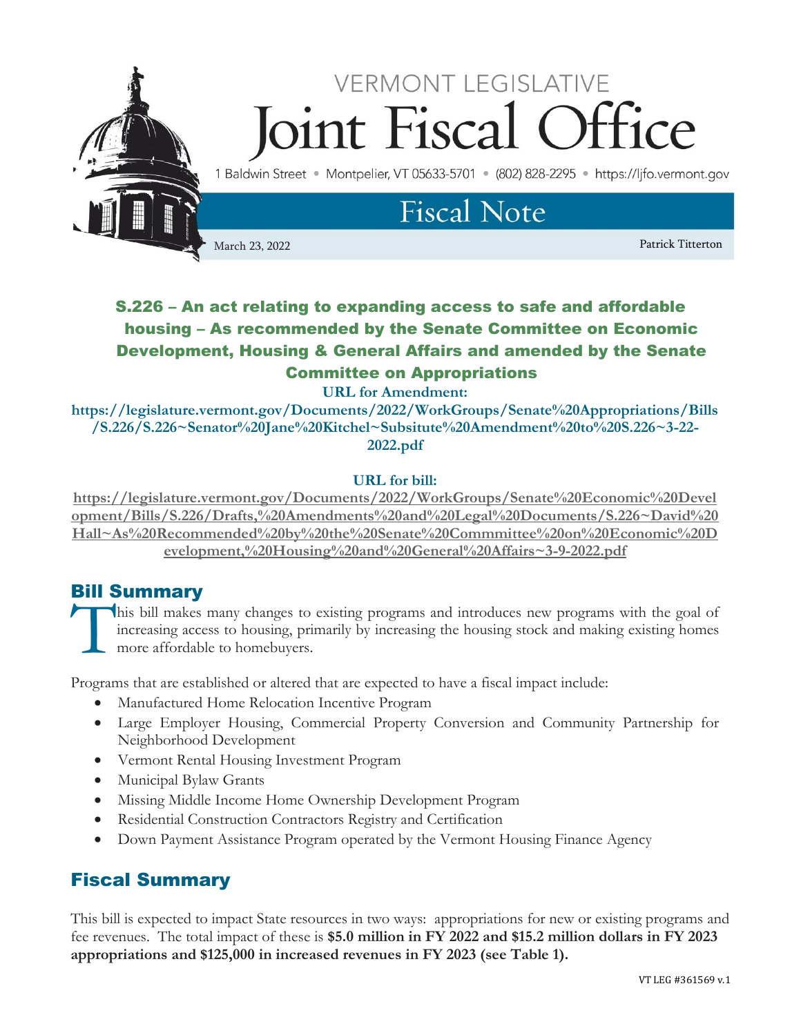VERMONT LEGISLATIVE

# Joint Fiscal Office

1 Baldwin Street • Montpelier, VT 05633-5701 • (802) 828-2295 • https://ljfo.vermont.gov

## Fiscal Note

March 23, 2022 Patrick Titterton

### S.226 – An act relating to expanding access to safe and affordable housing – As recommended by the Senate Committee on Economic Development, Housing & General Affairs and amended by the Senate Committee on Appropriations

**URL for Amendment:**

**https://legislature.vermont.gov/Documents/2022/WorkGroups/Senate%20Appropriations/Bills/S.226/S.226~Senator%20Jane%20Kitchel~Subsitute%20Amendment%20to%20S.226~3-22-2022.pdf**

**URL for bill:**

**https://legislature.vermont.gov/Documents/2022/WorkGroups/Senate%20Economic%20Development/Bills/S.226/Drafts,%20Amendments%20and%20Legal%20Documents/S.226~David%20Hall~As%20Recommended%20by%20the%20Senate%20Commmittee%20on%20Economic%20Development,%20Housing%20and%20General%20Affairs~3-9-2022.pdf**

## Bill Summary

This bill makes many changes to existing programs and introduces new programs with the goal of increasing access to housing, primarily by increasing the housing stock and making existing homes more affordable to homebuyers.

Programs that are established or altered that are expected to have a fiscal impact include:

- Manufactured Home Relocation Incentive Program
- Large Employer Housing, Commercial Property Conversion and Community Partnership for Neighborhood Development
- Vermont Rental Housing Investment Program
- Municipal Bylaw Grants
- Missing Middle Income Home Ownership Development Program
- Residential Construction Contractors Registry and Certification
- Down Payment Assistance Program operated by the Vermont Housing Finance Agency

## Fiscal Summary

This bill is expected to impact State resources in two ways: appropriations for new or existing programs and fee revenues. The total impact of these is **$5.0 million in FY 2022 and $15.2 million dollars in FY 2023 appropriations and $125,000 in increased revenues in FY 2023 (see Table 1).**

VT LEG #361569 v.1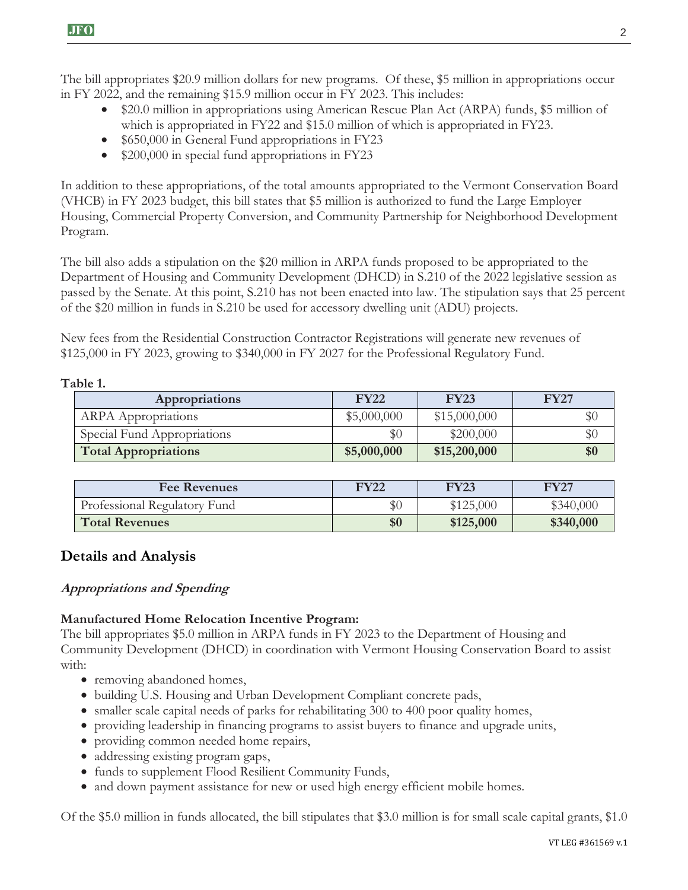The bill appropriates $20.9 million dollars for new programs. Of these, $5 million in appropriations occur in FY 2022, and the remaining $15.9 million occur in FY 2023. This includes:

- $20.0 million in appropriations using American Rescue Plan Act (ARPA) funds, $5 million of which is appropriated in FY22 and $15.0 million of which is appropriated in FY23.
- $650,000 in General Fund appropriations in FY23
- $200,000 in special fund appropriations in FY23

In addition to these appropriations, of the total amounts appropriated to the Vermont Conservation Board (VHCB) in FY 2023 budget, this bill states that $5 million is authorized to fund the Large Employer Housing, Commercial Property Conversion, and Community Partnership for Neighborhood Development Program.

The bill also adds a stipulation on the $20 million in ARPA funds proposed to be appropriated to the Department of Housing and Community Development (DHCD) in S.210 of the 2022 legislative session as passed by the Senate. At this point, S.210 has not been enacted into law. The stipulation says that 25 percent of the $20 million in funds in S.210 be used for accessory dwelling unit (ADU) projects.

New fees from the Residential Construction Contractor Registrations will generate new revenues of $125,000 in FY 2023, growing to $340,000 in FY 2027 for the Professional Regulatory Fund.

**Table 1.**

| Appropriations | FY22 | FY23 | FY27 |
|---|---|---|---|
| ARPA Appropriations | $5,000,000 | $15,000,000 | $0 |
| Special Fund Appropriations | $0 | $200,000 | $0 |
| **Total Appropriations** | **$5,000,000** | **$15,200,000** | **$0** |

| Fee Revenues | FY22 | FY23 | FY27 |
|---|---|---|---|
| Professional Regulatory Fund | $0 | $125,000 | $340,000 |
| **Total Revenues** | **$0** | **$125,000** | **$340,000** |

## Details and Analysis

### *Appropriations and Spending*

**Manufactured Home Relocation Incentive Program:**
The bill appropriates $5.0 million in ARPA funds in FY 2023 to the Department of Housing and Community Development (DHCD) in coordination with Vermont Housing Conservation Board to assist with:

- removing abandoned homes,
- building U.S. Housing and Urban Development Compliant concrete pads,
- smaller scale capital needs of parks for rehabilitating 300 to 400 poor quality homes,
- providing leadership in financing programs to assist buyers to finance and upgrade units,
- providing common needed home repairs,
- addressing existing program gaps,
- funds to supplement Flood Resilient Community Funds,
- and down payment assistance for new or used high energy efficient mobile homes.

Of the $5.0 million in funds allocated, the bill stipulates that $3.0 million is for small scale capital grants, $1.0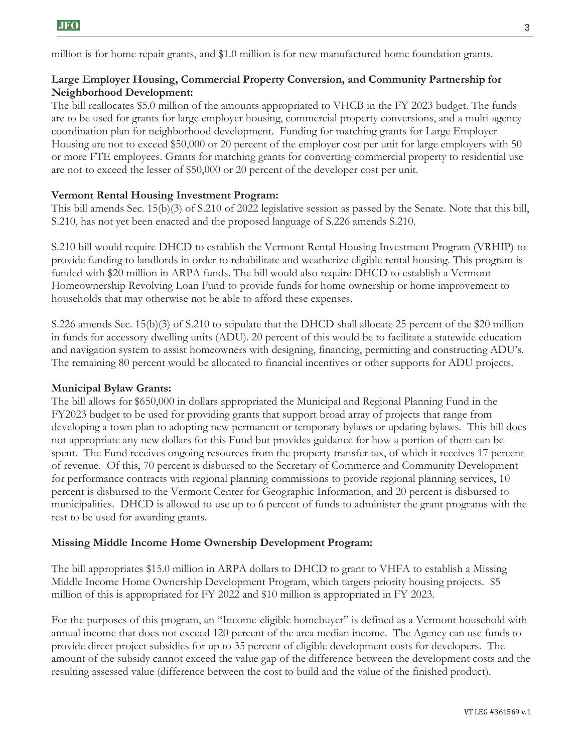million is for home repair grants, and $1.0 million is for new manufactured home foundation grants.

**Large Employer Housing, Commercial Property Conversion, and Community Partnership for Neighborhood Development:**

The bill reallocates $5.0 million of the amounts appropriated to VHCB in the FY 2023 budget. The funds are to be used for grants for large employer housing, commercial property conversions, and a multi-agency coordination plan for neighborhood development. Funding for matching grants for Large Employer Housing are not to exceed $50,000 or 20 percent of the employer cost per unit for large employers with 50 or more FTE employees. Grants for matching grants for converting commercial property to residential use are not to exceed the lesser of $50,000 or 20 percent of the developer cost per unit.

**Vermont Rental Housing Investment Program:**

This bill amends Sec. 15(b)(3) of S.210 of 2022 legislative session as passed by the Senate. Note that this bill, S.210, has not yet been enacted and the proposed language of S.226 amends S.210.

S.210 bill would require DHCD to establish the Vermont Rental Housing Investment Program (VRHIP) to provide funding to landlords in order to rehabilitate and weatherize eligible rental housing. This program is funded with $20 million in ARPA funds. The bill would also require DHCD to establish a Vermont Homeownership Revolving Loan Fund to provide funds for home ownership or home improvement to households that may otherwise not be able to afford these expenses.

S.226 amends Sec. 15(b)(3) of S.210 to stipulate that the DHCD shall allocate 25 percent of the $20 million in funds for accessory dwelling units (ADU). 20 percent of this would be to facilitate a statewide education and navigation system to assist homeowners with designing, financing, permitting and constructing ADU's. The remaining 80 percent would be allocated to financial incentives or other supports for ADU projects.

**Municipal Bylaw Grants:**

The bill allows for $650,000 in dollars appropriated the Municipal and Regional Planning Fund in the FY2023 budget to be used for providing grants that support broad array of projects that range from developing a town plan to adopting new permanent or temporary bylaws or updating bylaws. This bill does not appropriate any new dollars for this Fund but provides guidance for how a portion of them can be spent. The Fund receives ongoing resources from the property transfer tax, of which it receives 17 percent of revenue. Of this, 70 percent is disbursed to the Secretary of Commerce and Community Development for performance contracts with regional planning commissions to provide regional planning services, 10 percent is disbursed to the Vermont Center for Geographic Information, and 20 percent is disbursed to municipalities. DHCD is allowed to use up to 6 percent of funds to administer the grant programs with the rest to be used for awarding grants.

**Missing Middle Income Home Ownership Development Program:**

The bill appropriates $15.0 million in ARPA dollars to DHCD to grant to VHFA to establish a Missing Middle Income Home Ownership Development Program, which targets priority housing projects. $5 million of this is appropriated for FY 2022 and $10 million is appropriated in FY 2023.

For the purposes of this program, an "Income-eligible homebuyer" is defined as a Vermont household with annual income that does not exceed 120 percent of the area median income. The Agency can use funds to provide direct project subsidies for up to 35 percent of eligible development costs for developers. The amount of the subsidy cannot exceed the value gap of the difference between the development costs and the resulting assessed value (difference between the cost to build and the value of the finished product).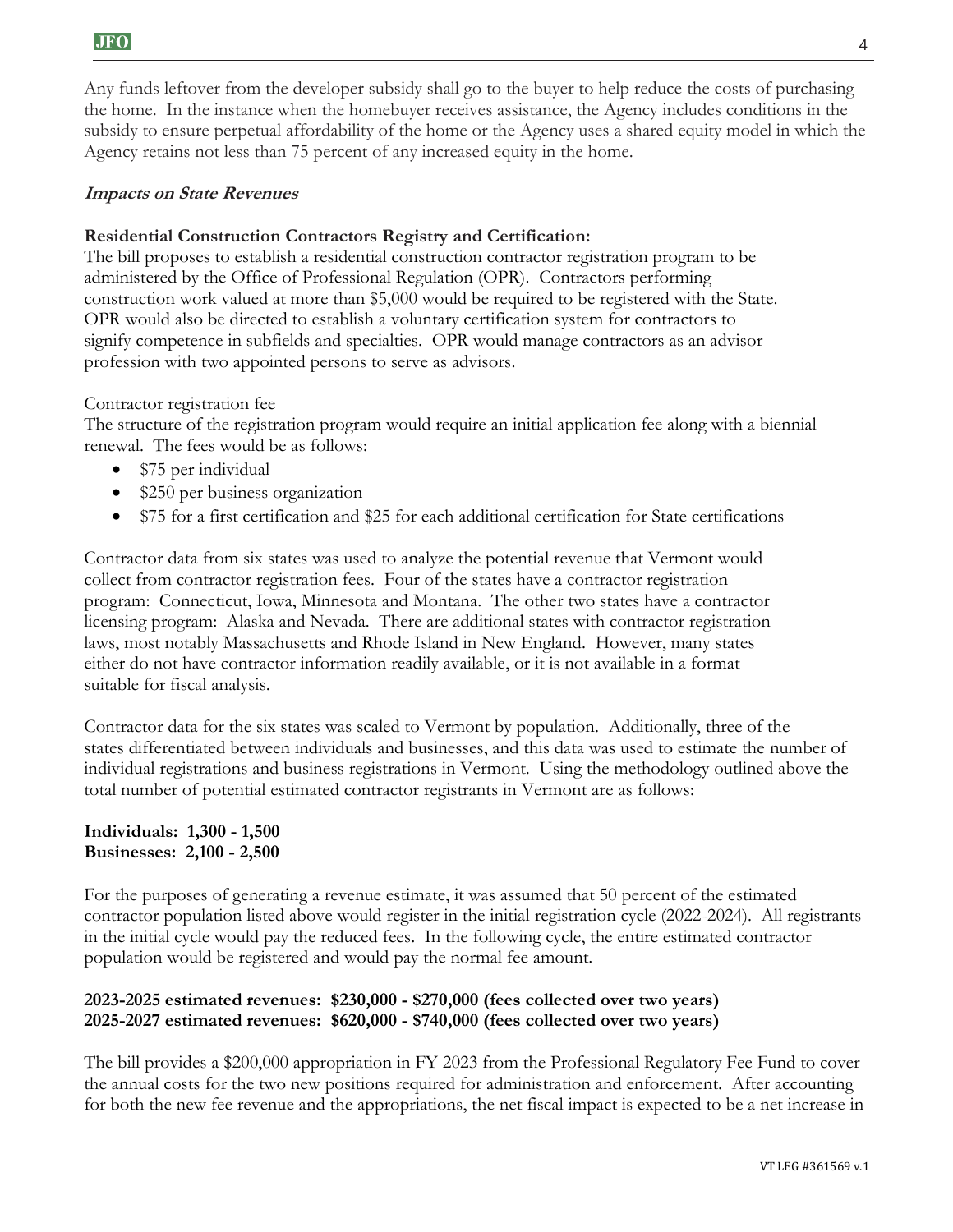Any funds leftover from the developer subsidy shall go to the buyer to help reduce the costs of purchasing the home. In the instance when the homebuyer receives assistance, the Agency includes conditions in the subsidy to ensure perpetual affordability of the home or the Agency uses a shared equity model in which the Agency retains not less than 75 percent of any increased equity in the home.

***Impacts on State Revenues***

**Residential Construction Contractors Registry and Certification:**
The bill proposes to establish a residential construction contractor registration program to be administered by the Office of Professional Regulation (OPR). Contractors performing construction work valued at more than $5,000 would be required to be registered with the State. OPR would also be directed to establish a voluntary certification system for contractors to signify competence in subfields and specialties. OPR would manage contractors as an advisor profession with two appointed persons to serve as advisors.

Contractor registration fee
The structure of the registration program would require an initial application fee along with a biennial renewal. The fees would be as follows:

- $75 per individual
- $250 per business organization
- $75 for a first certification and $25 for each additional certification for State certifications

Contractor data from six states was used to analyze the potential revenue that Vermont would collect from contractor registration fees. Four of the states have a contractor registration program: Connecticut, Iowa, Minnesota and Montana. The other two states have a contractor licensing program: Alaska and Nevada. There are additional states with contractor registration laws, most notably Massachusetts and Rhode Island in New England. However, many states either do not have contractor information readily available, or it is not available in a format suitable for fiscal analysis.

Contractor data for the six states was scaled to Vermont by population. Additionally, three of the states differentiated between individuals and businesses, and this data was used to estimate the number of individual registrations and business registrations in Vermont. Using the methodology outlined above the total number of potential estimated contractor registrants in Vermont are as follows:

**Individuals: 1,300 - 1,500**
**Businesses: 2,100 - 2,500**

For the purposes of generating a revenue estimate, it was assumed that 50 percent of the estimated contractor population listed above would register in the initial registration cycle (2022-2024). All registrants in the initial cycle would pay the reduced fees. In the following cycle, the entire estimated contractor population would be registered and would pay the normal fee amount.

**2023-2025 estimated revenues: $230,000 - $270,000 (fees collected over two years)**
**2025-2027 estimated revenues: $620,000 - $740,000 (fees collected over two years)**

The bill provides a $200,000 appropriation in FY 2023 from the Professional Regulatory Fee Fund to cover the annual costs for the two new positions required for administration and enforcement. After accounting for both the new fee revenue and the appropriations, the net fiscal impact is expected to be a net increase in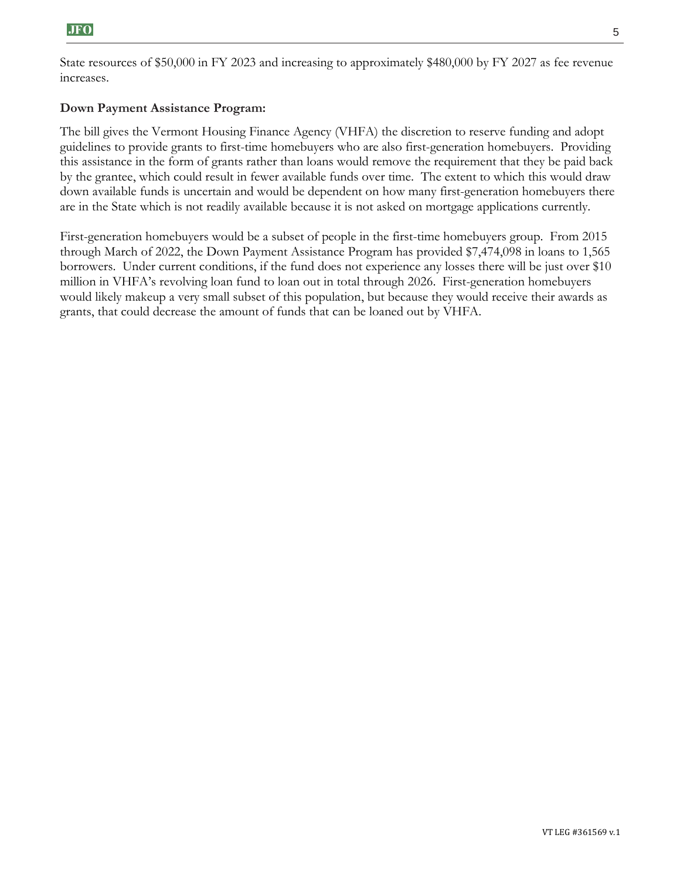State resources of $50,000 in FY 2023 and increasing to approximately $480,000 by FY 2027 as fee revenue increases.

**Down Payment Assistance Program:**

The bill gives the Vermont Housing Finance Agency (VHFA) the discretion to reserve funding and adopt guidelines to provide grants to first-time homebuyers who are also first-generation homebuyers. Providing this assistance in the form of grants rather than loans would remove the requirement that they be paid back by the grantee, which could result in fewer available funds over time. The extent to which this would draw down available funds is uncertain and would be dependent on how many first-generation homebuyers there are in the State which is not readily available because it is not asked on mortgage applications currently.

First-generation homebuyers would be a subset of people in the first-time homebuyers group. From 2015 through March of 2022, the Down Payment Assistance Program has provided $7,474,098 in loans to 1,565 borrowers. Under current conditions, if the fund does not experience any losses there will be just over $10 million in VHFA's revolving loan fund to loan out in total through 2026. First-generation homebuyers would likely makeup a very small subset of this population, but because they would receive their awards as grants, that could decrease the amount of funds that can be loaned out by VHFA.